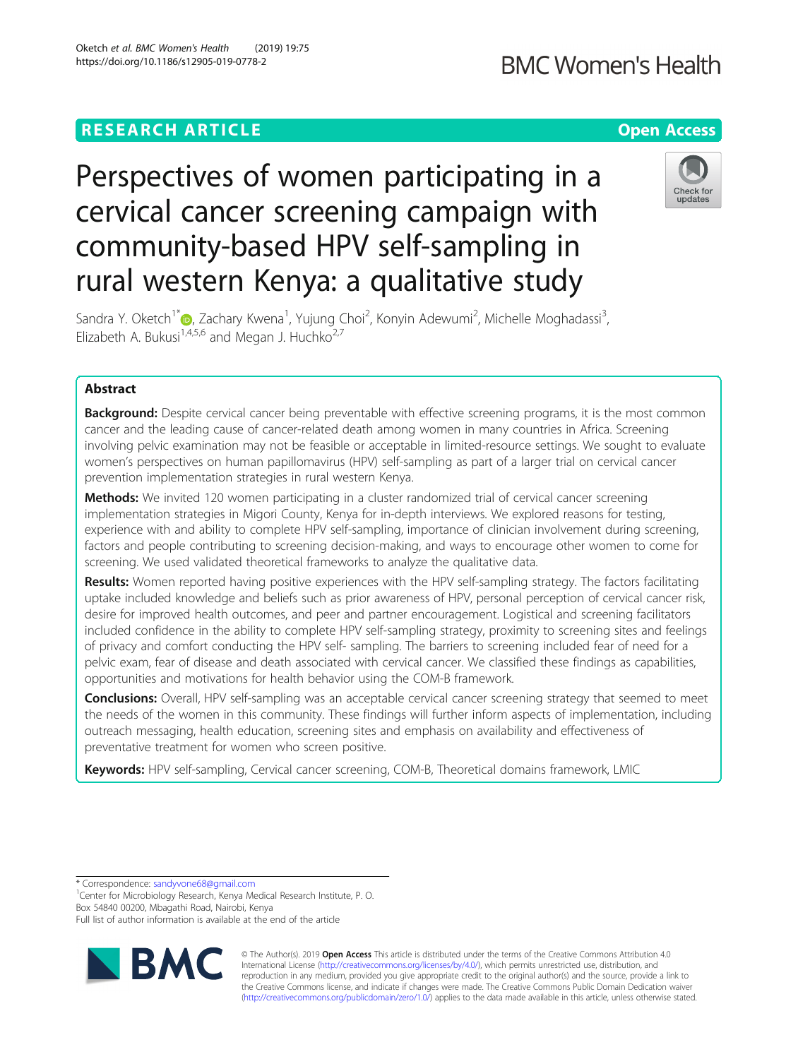RESEARCH ARTICLE

Open Access

# Perspectives of women participating in a cervical cancer screening campaign with community-based HPV self-sampling in rural western Kenya: a qualitative study

Sandra Y. Oketch[1*], Zachary Kwena[1], Yujung Choi[2], Konyin Adewumi[2], Michelle Moghadassi[3], Elizabeth A. Bukusi[1,4,5,6] and Megan J. Huchko[2,7]

## Abstract

**Background:** Despite cervical cancer being preventable with effective screening programs, it is the most common cancer and the leading cause of cancer-related death among women in many countries in Africa. Screening involving pelvic examination may not be feasible or acceptable in limited-resource settings. We sought to evaluate women's perspectives on human papillomavirus (HPV) self-sampling as part of a larger trial on cervical cancer prevention implementation strategies in rural western Kenya.

**Methods:** We invited 120 women participating in a cluster randomized trial of cervical cancer screening implementation strategies in Migori County, Kenya for in-depth interviews. We explored reasons for testing, experience with and ability to complete HPV self-sampling, importance of clinician involvement during screening, factors and people contributing to screening decision-making, and ways to encourage other women to come for screening. We used validated theoretical frameworks to analyze the qualitative data.

**Results:** Women reported having positive experiences with the HPV self-sampling strategy. The factors facilitating uptake included knowledge and beliefs such as prior awareness of HPV, personal perception of cervical cancer risk, desire for improved health outcomes, and peer and partner encouragement. Logistical and screening facilitators included confidence in the ability to complete HPV self-sampling strategy, proximity to screening sites and feelings of privacy and comfort conducting the HPV self- sampling. The barriers to screening included fear of need for a pelvic exam, fear of disease and death associated with cervical cancer. We classified these findings as capabilities, opportunities and motivations for health behavior using the COM-B framework.

**Conclusions:** Overall, HPV self-sampling was an acceptable cervical cancer screening strategy that seemed to meet the needs of the women in this community. These findings will further inform aspects of implementation, including outreach messaging, health education, screening sites and emphasis on availability and effectiveness of preventative treatment for women who screen positive.

**Keywords:** HPV self-sampling, Cervical cancer screening, COM-B, Theoretical domains framework, LMIC

* Correspondence: sandyvone68@gmail.com
[1]Center for Microbiology Research, Kenya Medical Research Institute, P. O. Box 54840 00200, Mbagathi Road, Nairobi, Kenya
Full list of author information is available at the end of the article

© The Author(s). 2019 **Open Access** This article is distributed under the terms of the Creative Commons Attribution 4.0 International License (http://creativecommons.org/licenses/by/4.0/), which permits unrestricted use, distribution, and reproduction in any medium, provided you give appropriate credit to the original author(s) and the source, provide a link to the Creative Commons license, and indicate if changes were made. The Creative Commons Public Domain Dedication waiver (http://creativecommons.org/publicdomain/zero/1.0/) applies to the data made available in this article, unless otherwise stated.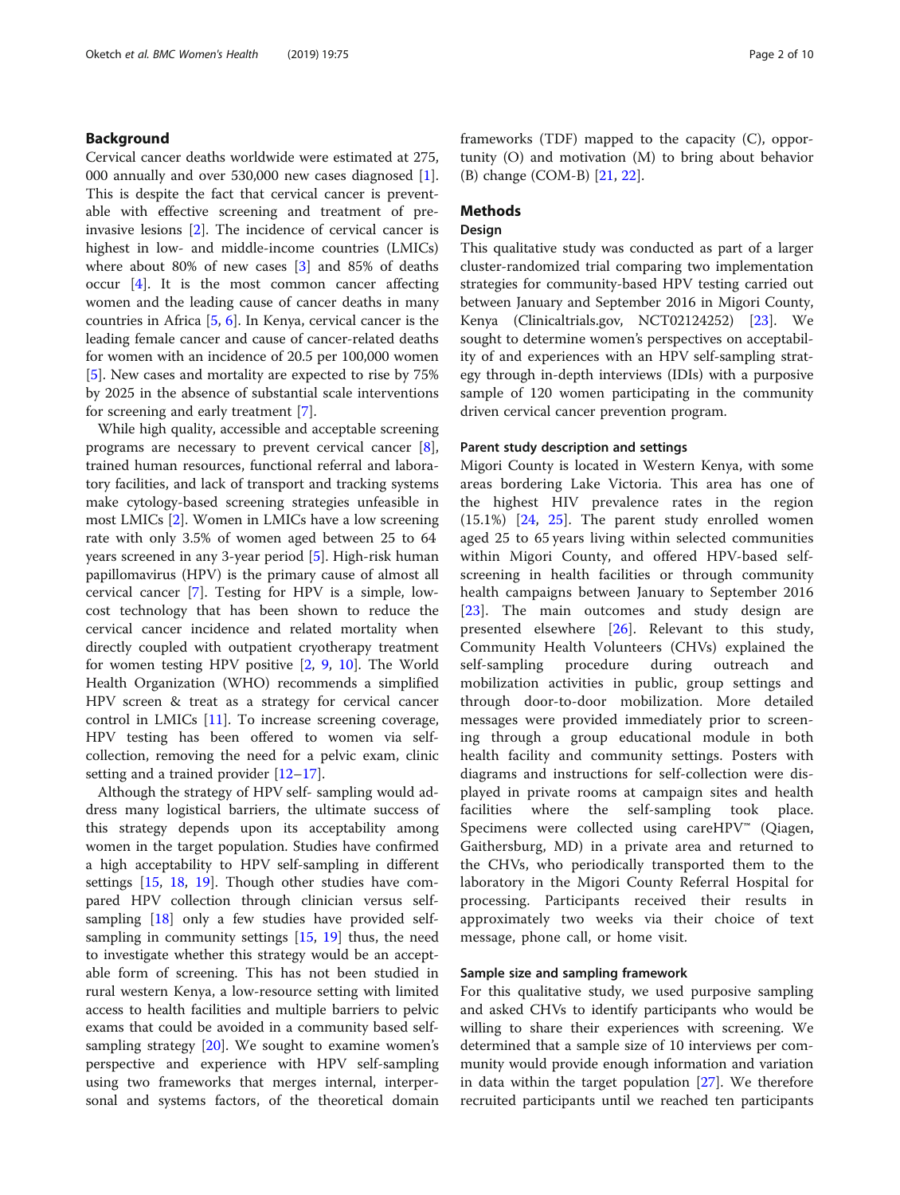## Background

Cervical cancer deaths worldwide were estimated at 275, 000 annually and over 530,000 new cases diagnosed [1]. This is despite the fact that cervical cancer is preventable with effective screening and treatment of pre-invasive lesions [2]. The incidence of cervical cancer is highest in low- and middle-income countries (LMICs) where about 80% of new cases [3] and 85% of deaths occur [4]. It is the most common cancer affecting women and the leading cause of cancer deaths in many countries in Africa [5, 6]. In Kenya, cervical cancer is the leading female cancer and cause of cancer-related deaths for women with an incidence of 20.5 per 100,000 women [5]. New cases and mortality are expected to rise by 75% by 2025 in the absence of substantial scale interventions for screening and early treatment [7].

While high quality, accessible and acceptable screening programs are necessary to prevent cervical cancer [8], trained human resources, functional referral and laboratory facilities, and lack of transport and tracking systems make cytology-based screening strategies unfeasible in most LMICs [2]. Women in LMICs have a low screening rate with only 3.5% of women aged between 25 to 64 years screened in any 3-year period [5]. High-risk human papillomavirus (HPV) is the primary cause of almost all cervical cancer [7]. Testing for HPV is a simple, low-cost technology that has been shown to reduce the cervical cancer incidence and related mortality when directly coupled with outpatient cryotherapy treatment for women testing HPV positive [2, 9, 10]. The World Health Organization (WHO) recommends a simplified HPV screen & treat as a strategy for cervical cancer control in LMICs [11]. To increase screening coverage, HPV testing has been offered to women via self-collection, removing the need for a pelvic exam, clinic setting and a trained provider [12–17].

Although the strategy of HPV self- sampling would address many logistical barriers, the ultimate success of this strategy depends upon its acceptability among women in the target population. Studies have confirmed a high acceptability to HPV self-sampling in different settings [15, 18, 19]. Though other studies have compared HPV collection through clinician versus self-sampling [18] only a few studies have provided self-sampling in community settings [15, 19] thus, the need to investigate whether this strategy would be an acceptable form of screening. This has not been studied in rural western Kenya, a low-resource setting with limited access to health facilities and multiple barriers to pelvic exams that could be avoided in a community based self-sampling strategy [20]. We sought to examine women's perspective and experience with HPV self-sampling using two frameworks that merges internal, interpersonal and systems factors, of the theoretical domain frameworks (TDF) mapped to the capacity (C), opportunity (O) and motivation (M) to bring about behavior (B) change (COM-B) [21, 22].

## Methods

### Design

This qualitative study was conducted as part of a larger cluster-randomized trial comparing two implementation strategies for community-based HPV testing carried out between January and September 2016 in Migori County, Kenya (Clinicaltrials.gov, NCT02124252) [23]. We sought to determine women's perspectives on acceptability of and experiences with an HPV self-sampling strategy through in-depth interviews (IDIs) with a purposive sample of 120 women participating in the community driven cervical cancer prevention program.

### Parent study description and settings

Migori County is located in Western Kenya, with some areas bordering Lake Victoria. This area has one of the highest HIV prevalence rates in the region (15.1%) [24, 25]. The parent study enrolled women aged 25 to 65 years living within selected communities within Migori County, and offered HPV-based self-screening in health facilities or through community health campaigns between January to September 2016 [23]. The main outcomes and study design are presented elsewhere [26]. Relevant to this study, Community Health Volunteers (CHVs) explained the self-sampling procedure during outreach and mobilization activities in public, group settings and through door-to-door mobilization. More detailed messages were provided immediately prior to screening through a group educational module in both health facility and community settings. Posters with diagrams and instructions for self-collection were displayed in private rooms at campaign sites and health facilities where the self-sampling took place. Specimens were collected using careHPV™ (Qiagen, Gaithersburg, MD) in a private area and returned to the CHVs, who periodically transported them to the laboratory in the Migori County Referral Hospital for processing. Participants received their results in approximately two weeks via their choice of text message, phone call, or home visit.

### Sample size and sampling framework

For this qualitative study, we used purposive sampling and asked CHVs to identify participants who would be willing to share their experiences with screening. We determined that a sample size of 10 interviews per community would provide enough information and variation in data within the target population [27]. We therefore recruited participants until we reached ten participants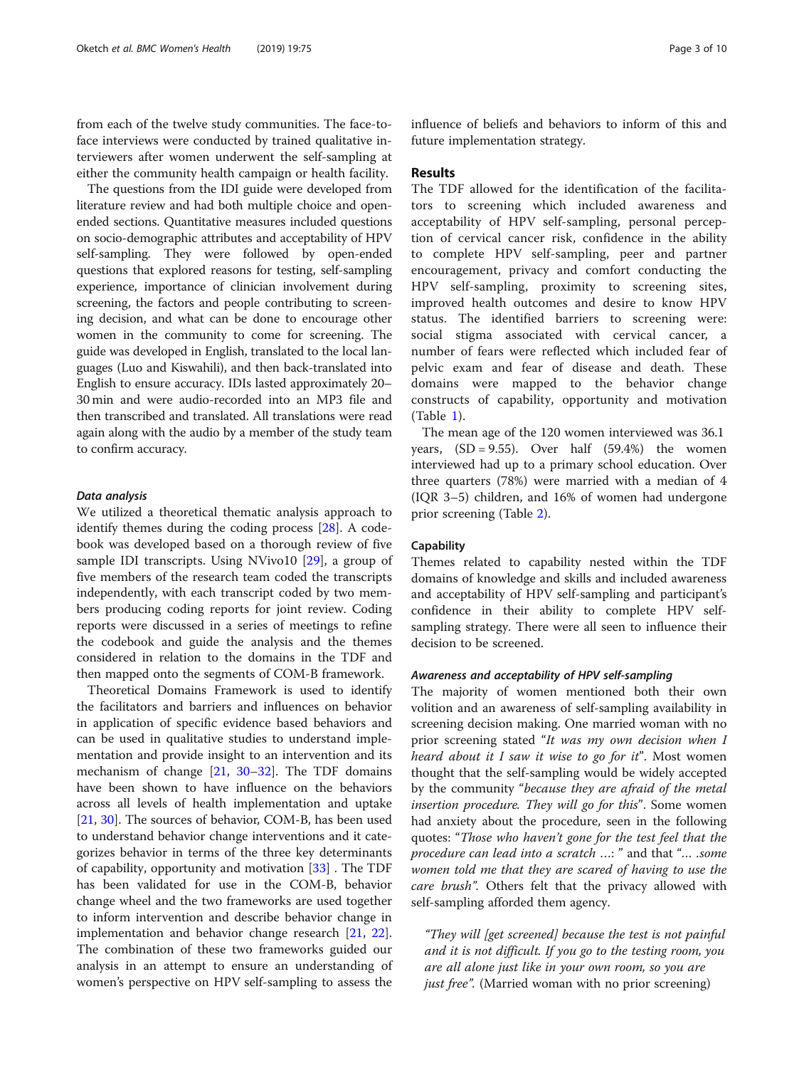from each of the twelve study communities. The face-to-face interviews were conducted by trained qualitative interviewers after women underwent the self-sampling at either the community health campaign or health facility.

The questions from the IDI guide were developed from literature review and had both multiple choice and open-ended sections. Quantitative measures included questions on socio-demographic attributes and acceptability of HPV self-sampling. They were followed by open-ended questions that explored reasons for testing, self-sampling experience, importance of clinician involvement during screening, the factors and people contributing to screening decision, and what can be done to encourage other women in the community to come for screening. The guide was developed in English, translated to the local languages (Luo and Kiswahili), and then back-translated into English to ensure accuracy. IDIs lasted approximately 20–30 min and were audio-recorded into an MP3 file and then transcribed and translated. All translations were read again along with the audio by a member of the study team to confirm accuracy.

#### *Data analysis*

We utilized a theoretical thematic analysis approach to identify themes during the coding process [28]. A codebook was developed based on a thorough review of five sample IDI transcripts. Using NVivo10 [29], a group of five members of the research team coded the transcripts independently, with each transcript coded by two members producing coding reports for joint review. Coding reports were discussed in a series of meetings to refine the codebook and guide the analysis and the themes considered in relation to the domains in the TDF and then mapped onto the segments of COM-B framework.

Theoretical Domains Framework is used to identify the facilitators and barriers and influences on behavior in application of specific evidence based behaviors and can be used in qualitative studies to understand implementation and provide insight to an intervention and its mechanism of change [21, 30–32]. The TDF domains have been shown to have influence on the behaviors across all levels of health implementation and uptake [21, 30]. The sources of behavior, COM-B, has been used to understand behavior change interventions and it categorizes behavior in terms of the three key determinants of capability, opportunity and motivation [33] . The TDF has been validated for use in the COM-B, behavior change wheel and the two frameworks are used together to inform intervention and describe behavior change in implementation and behavior change research [21, 22]. The combination of these two frameworks guided our analysis in an attempt to ensure an understanding of women's perspective on HPV self-sampling to assess the influence of beliefs and behaviors to inform of this and future implementation strategy.

## Results

The TDF allowed for the identification of the facilitators to screening which included awareness and acceptability of HPV self-sampling, personal perception of cervical cancer risk, confidence in the ability to complete HPV self-sampling, peer and partner encouragement, privacy and comfort conducting the HPV self-sampling, proximity to screening sites, improved health outcomes and desire to know HPV status. The identified barriers to screening were: social stigma associated with cervical cancer, a number of fears were reflected which included fear of pelvic exam and fear of disease and death. These domains were mapped to the behavior change constructs of capability, opportunity and motivation (Table 1).

The mean age of the 120 women interviewed was 36.1 years, (SD = 9.55). Over half (59.4%) the women interviewed had up to a primary school education. Over three quarters (78%) were married with a median of 4 (IQR 3–5) children, and 16% of women had undergone prior screening (Table 2).

### Capability

Themes related to capability nested within the TDF domains of knowledge and skills and included awareness and acceptability of HPV self-sampling and participant's confidence in their ability to complete HPV self-sampling strategy. There were all seen to influence their decision to be screened.

#### *Awareness and acceptability of HPV self-sampling*

The majority of women mentioned both their own volition and an awareness of self-sampling availability in screening decision making. One married woman with no prior screening stated "*It was my own decision when I heard about it I saw it wise to go for it*". Most women thought that the self-sampling would be widely accepted by the community "*because they are afraid of the metal insertion procedure. They will go for this*". Some women had anxiety about the procedure, seen in the following quotes: "*Those who haven't gone for the test feel that the procedure can lead into a scratch* …: " and that "*… .some women told me that they are scared of having to use the care brush*". Others felt that the privacy allowed with self-sampling afforded them agency.

> "*They will [get screened] because the test is not painful and it is not difficult. If you go to the testing room, you are all alone just like in your own room, so you are just free*". (Married woman with no prior screening)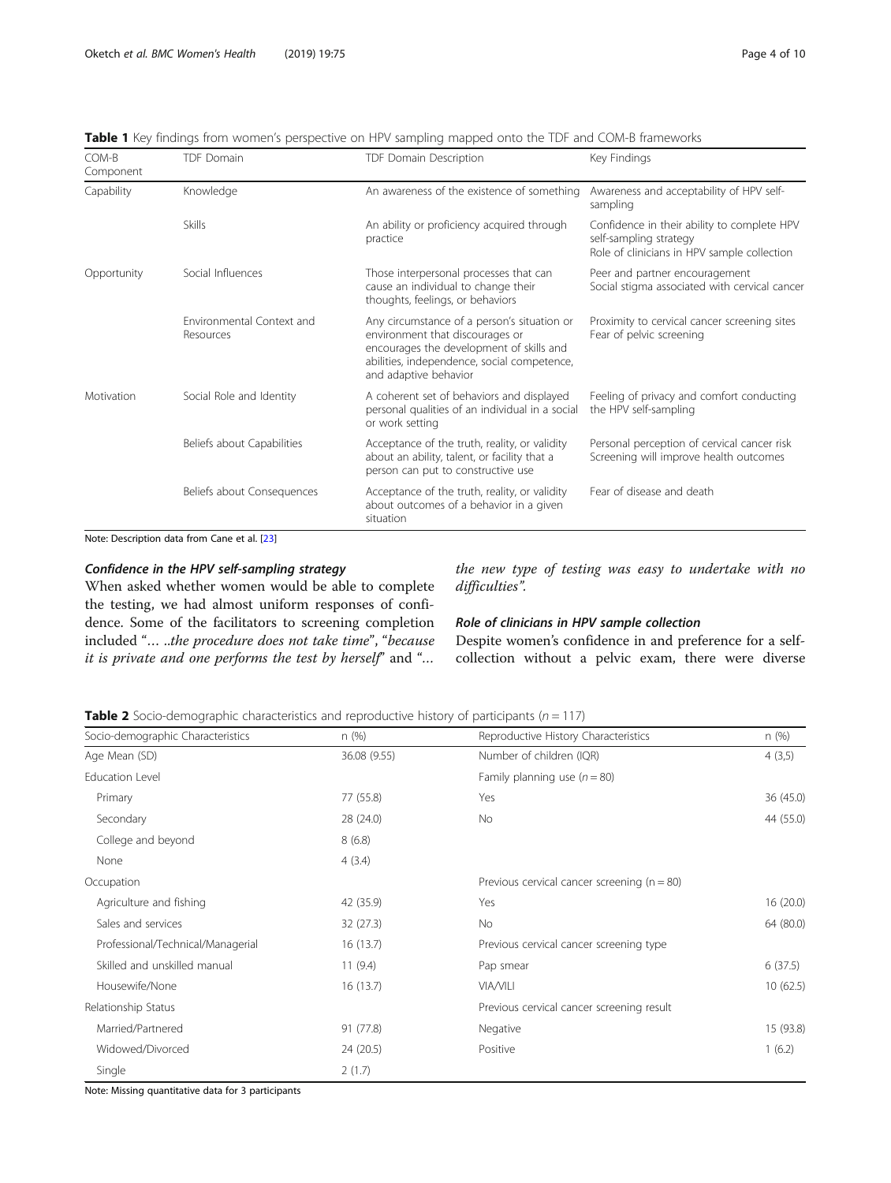**Table 1** Key findings from women's perspective on HPV sampling mapped onto the TDF and COM-B frameworks

| COM-B Component | TDF Domain | TDF Domain Description | Key Findings |
|---|---|---|---|
| Capability | Knowledge | An awareness of the existence of something | Awareness and acceptability of HPV self-sampling |
| | Skills | An ability or proficiency acquired through practice | Confidence in their ability to complete HPV self-sampling strategy<br>Role of clinicians in HPV sample collection |
| Opportunity | Social Influences | Those interpersonal processes that can cause an individual to change their thoughts, feelings, or behaviors | Peer and partner encouragement<br>Social stigma associated with cervical cancer |
| | Environmental Context and Resources | Any circumstance of a person's situation or environment that discourages or encourages the development of skills and abilities, independence, social competence, and adaptive behavior | Proximity to cervical cancer screening sites<br>Fear of pelvic screening |
| Motivation | Social Role and Identity | A coherent set of behaviors and displayed personal qualities of an individual in a social or work setting | Feeling of privacy and comfort conducting the HPV self-sampling |
| | Beliefs about Capabilities | Acceptance of the truth, reality, or validity about an ability, talent, or facility that a person can put to constructive use | Personal perception of cervical cancer risk<br>Screening will improve health outcomes |
| | Beliefs about Consequences | Acceptance of the truth, reality, or validity about outcomes of a behavior in a given situation | Fear of disease and death |

Note: Description data from Cane et al. [23]

### *Confidence in the HPV self-sampling strategy*

When asked whether women would be able to complete the testing, we had almost uniform responses of confidence. Some of the facilitators to screening completion included "… ..*the procedure does not take time*", "*because it is private and one performs the test by herself*" and "… *the new type of testing was easy to undertake with no difficulties*".

### *Role of clinicians in HPV sample collection*

Despite women's confidence in and preference for a self-collection without a pelvic exam, there were diverse

**Table 2** Socio-demographic characteristics and reproductive history of participants (*n* = 117)

| Socio-demographic Characteristics | n (%) | Reproductive History Characteristics | n (%) |
|---|---|---|---|
| Age Mean (SD) | 36.08 (9.55) | Number of children (IQR) | 4 (3,5) |
| Education Level | | Family planning use (*n* = 80) | |
| Primary | 77 (55.8) | Yes | 36 (45.0) |
| Secondary | 28 (24.0) | No | 44 (55.0) |
| College and beyond | 8 (6.8) | | |
| None | 4 (3.4) | | |
| Occupation | | Previous cervical cancer screening (n = 80) | |
| Agriculture and fishing | 42 (35.9) | Yes | 16 (20.0) |
| Sales and services | 32 (27.3) | No | 64 (80.0) |
| Professional/Technical/Managerial | 16 (13.7) | Previous cervical cancer screening type | |
| Skilled and unskilled manual | 11 (9.4) | Pap smear | 6 (37.5) |
| Housewife/None | 16 (13.7) | VIA/VILI | 10 (62.5) |
| Relationship Status | | Previous cervical cancer screening result | |
| Married/Partnered | 91 (77.8) | Negative | 15 (93.8) |
| Widowed/Divorced | 24 (20.5) | Positive | 1 (6.2) |
| Single | 2 (1.7) | | |

Note: Missing quantitative data for 3 participants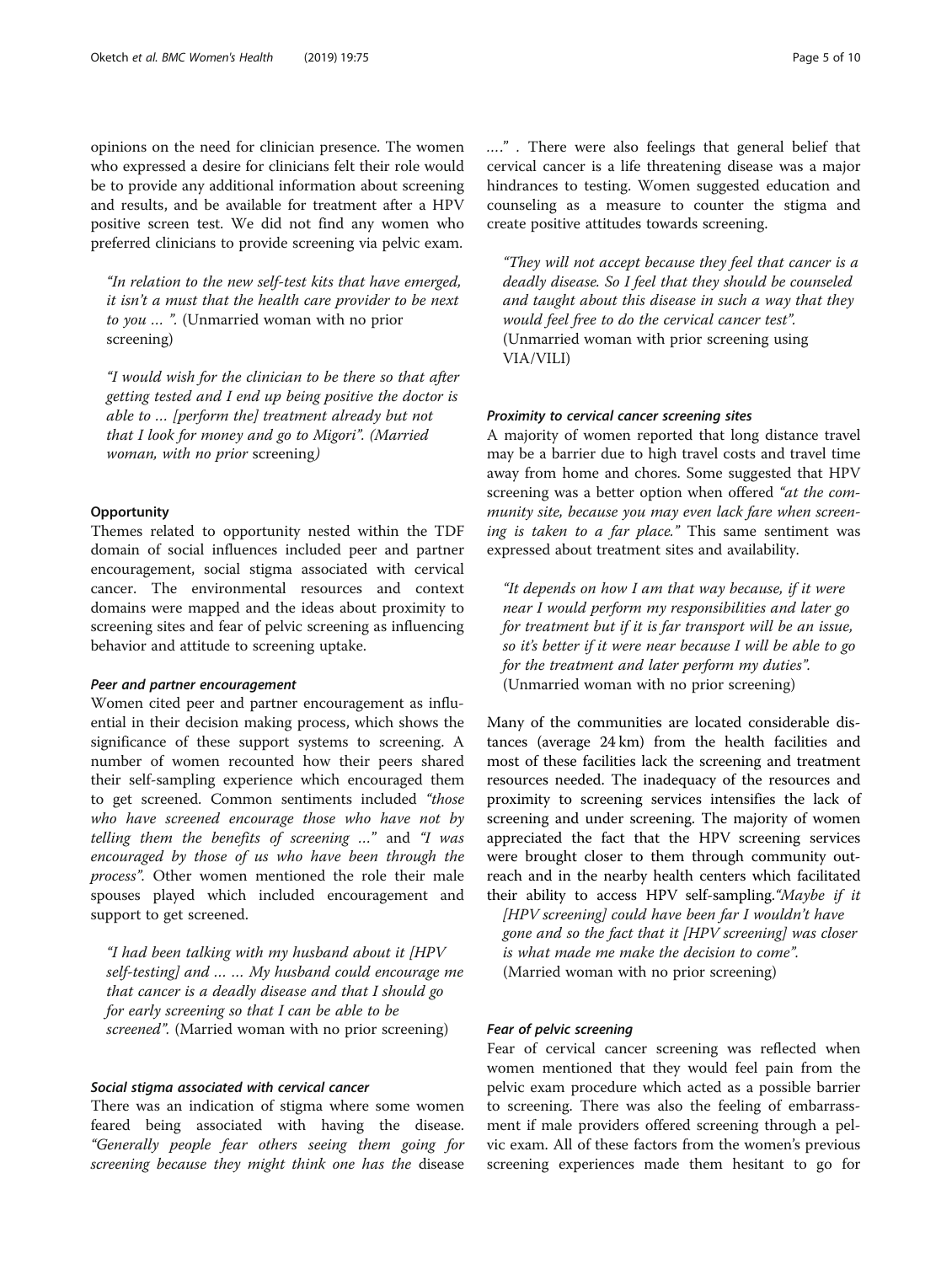opinions on the need for clinician presence. The women who expressed a desire for clinicians felt their role would be to provide any additional information about screening and results, and be available for treatment after a HPV positive screen test. We did not find any women who preferred clinicians to provide screening via pelvic exam.

> *"In relation to the new self-test kits that have emerged, it isn't a must that the health care provider to be next to you … ".* (Unmarried woman with no prior screening)

> *"I would wish for the clinician to be there so that after getting tested and I end up being positive the doctor is able to … [perform the] treatment already but not that I look for money and go to Migori".* (Married woman, with no prior screening)

### Opportunity

Themes related to opportunity nested within the TDF domain of social influences included peer and partner encouragement, social stigma associated with cervical cancer. The environmental resources and context domains were mapped and the ideas about proximity to screening sites and fear of pelvic screening as influencing behavior and attitude to screening uptake.

#### *Peer and partner encouragement*

Women cited peer and partner encouragement as influential in their decision making process, which shows the significance of these support systems to screening. A number of women recounted how their peers shared their self-sampling experience which encouraged them to get screened. Common sentiments included *"those who have screened encourage those who have not by telling them the benefits of screening …"* and *"I was encouraged by those of us who have been through the process".* Other women mentioned the role their male spouses played which included encouragement and support to get screened.

> *"I had been talking with my husband about it [HPV self-testing] and … … My husband could encourage me that cancer is a deadly disease and that I should go for early screening so that I can be able to be screened".* (Married woman with no prior screening)

#### *Social stigma associated with cervical cancer*

There was an indication of stigma where some women feared being associated with having the disease. *"Generally people fear others seeing them going for screening because they might think one has the disease …."* . There were also feelings that general belief that cervical cancer is a life threatening disease was a major hindrances to testing. Women suggested education and counseling as a measure to counter the stigma and create positive attitudes towards screening.

> *"They will not accept because they feel that cancer is a deadly disease. So I feel that they should be counseled and taught about this disease in such a way that they would feel free to do the cervical cancer test".* (Unmarried woman with prior screening using VIA/VILI)

#### *Proximity to cervical cancer screening sites*

A majority of women reported that long distance travel may be a barrier due to high travel costs and travel time away from home and chores. Some suggested that HPV screening was a better option when offered *"at the community site, because you may even lack fare when screening is taken to a far place."* This same sentiment was expressed about treatment sites and availability.

> *"It depends on how I am that way because, if it were near I would perform my responsibilities and later go for treatment but if it is far transport will be an issue, so it's better if it were near because I will be able to go for the treatment and later perform my duties".* (Unmarried woman with no prior screening)

Many of the communities are located considerable distances (average 24 km) from the health facilities and most of these facilities lack the screening and treatment resources needed. The inadequacy of the resources and proximity to screening services intensifies the lack of screening and under screening. The majority of women appreciated the fact that the HPV screening services were brought closer to them through community outreach and in the nearby health centers which facilitated their ability to access HPV self-sampling.

> *"Maybe if it [HPV screening] could have been far I wouldn't have gone and so the fact that it [HPV screening] was closer is what made me make the decision to come".* (Married woman with no prior screening)

#### *Fear of pelvic screening*

Fear of cervical cancer screening was reflected when women mentioned that they would feel pain from the pelvic exam procedure which acted as a possible barrier to screening. There was also the feeling of embarrassment if male providers offered screening through a pelvic exam. All of these factors from the women's previous screening experiences made them hesitant to go for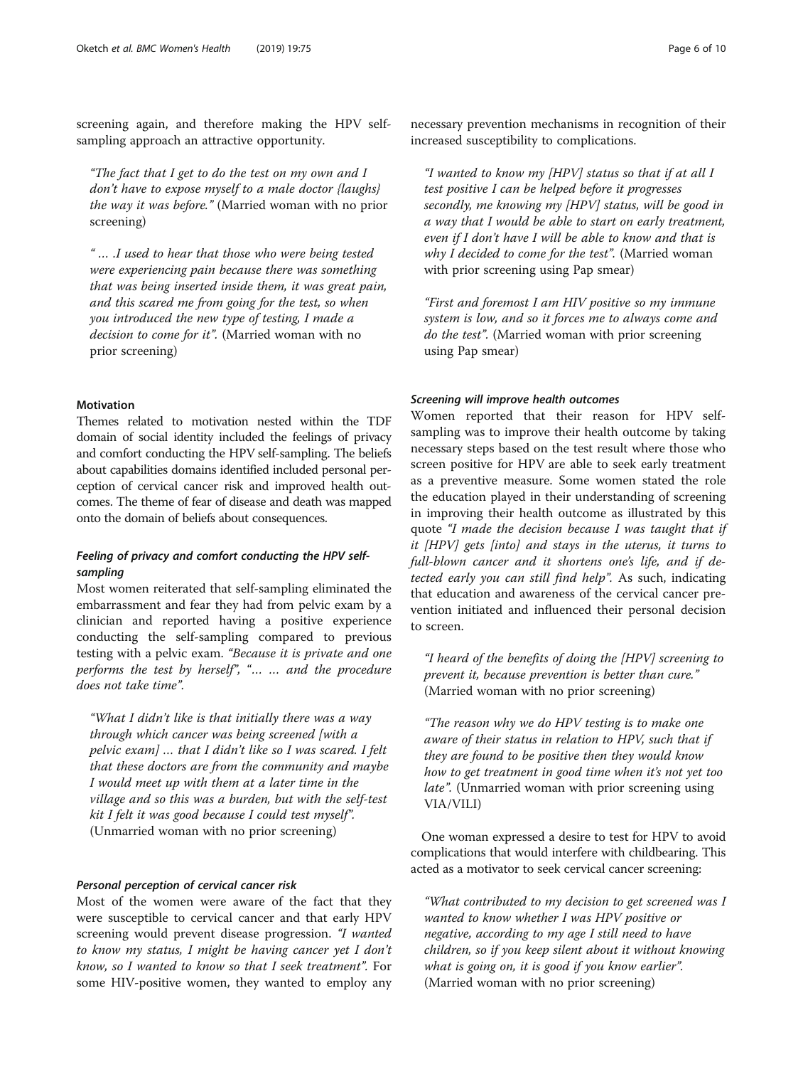screening again, and therefore making the HPV self-sampling approach an attractive opportunity.

> *"The fact that I get to do the test on my own and I don't have to expose myself to a male doctor {laughs} the way it was before."* (Married woman with no prior screening)

> *" … .I used to hear that those who were being tested were experiencing pain because there was something that was being inserted inside them, it was great pain, and this scared me from going for the test, so when you introduced the new type of testing, I made a decision to come for it".* (Married woman with no prior screening)

### Motivation

Themes related to motivation nested within the TDF domain of social identity included the feelings of privacy and comfort conducting the HPV self-sampling. The beliefs about capabilities domains identified included personal perception of cervical cancer risk and improved health outcomes. The theme of fear of disease and death was mapped onto the domain of beliefs about consequences.

#### *Feeling of privacy and comfort conducting the HPV self-sampling*

Most women reiterated that self-sampling eliminated the embarrassment and fear they had from pelvic exam by a clinician and reported having a positive experience conducting the self-sampling compared to previous testing with a pelvic exam. *"Because it is private and one performs the test by herself", "… … and the procedure does not take time".*

> *"What I didn't like is that initially there was a way through which cancer was being screened [with a pelvic exam] … that I didn't like so I was scared. I felt that these doctors are from the community and maybe I would meet up with them at a later time in the village and so this was a burden, but with the self-test kit I felt it was good because I could test myself".* (Unmarried woman with no prior screening)

#### *Personal perception of cervical cancer risk*

Most of the women were aware of the fact that they were susceptible to cervical cancer and that early HPV screening would prevent disease progression. *"I wanted to know my status, I might be having cancer yet I don't know, so I wanted to know so that I seek treatment".* For some HIV-positive women, they wanted to employ any necessary prevention mechanisms in recognition of their increased susceptibility to complications.

> *"I wanted to know my [HPV] status so that if at all I test positive I can be helped before it progresses secondly, me knowing my [HPV] status, will be good in a way that I would be able to start on early treatment, even if I don't have I will be able to know and that is why I decided to come for the test".* (Married woman with prior screening using Pap smear)

> *"First and foremost I am HIV positive so my immune system is low, and so it forces me to always come and do the test".* (Married woman with prior screening using Pap smear)

#### *Screening will improve health outcomes*

Women reported that their reason for HPV self-sampling was to improve their health outcome by taking necessary steps based on the test result where those who screen positive for HPV are able to seek early treatment as a preventive measure. Some women stated the role the education played in their understanding of screening in improving their health outcome as illustrated by this quote *"I made the decision because I was taught that if it [HPV] gets [into] and stays in the uterus, it turns to full-blown cancer and it shortens one's life, and if detected early you can still find help".* As such, indicating that education and awareness of the cervical cancer prevention initiated and influenced their personal decision to screen.

> *"I heard of the benefits of doing the [HPV] screening to prevent it, because prevention is better than cure."* (Married woman with no prior screening)

> *"The reason why we do HPV testing is to make one aware of their status in relation to HPV, such that if they are found to be positive then they would know how to get treatment in good time when it's not yet too late".* (Unmarried woman with prior screening using VIA/VILI)

One woman expressed a desire to test for HPV to avoid complications that would interfere with childbearing. This acted as a motivator to seek cervical cancer screening:

> *"What contributed to my decision to get screened was I wanted to know whether I was HPV positive or negative, according to my age I still need to have children, so if you keep silent about it without knowing what is going on, it is good if you know earlier".* (Married woman with no prior screening)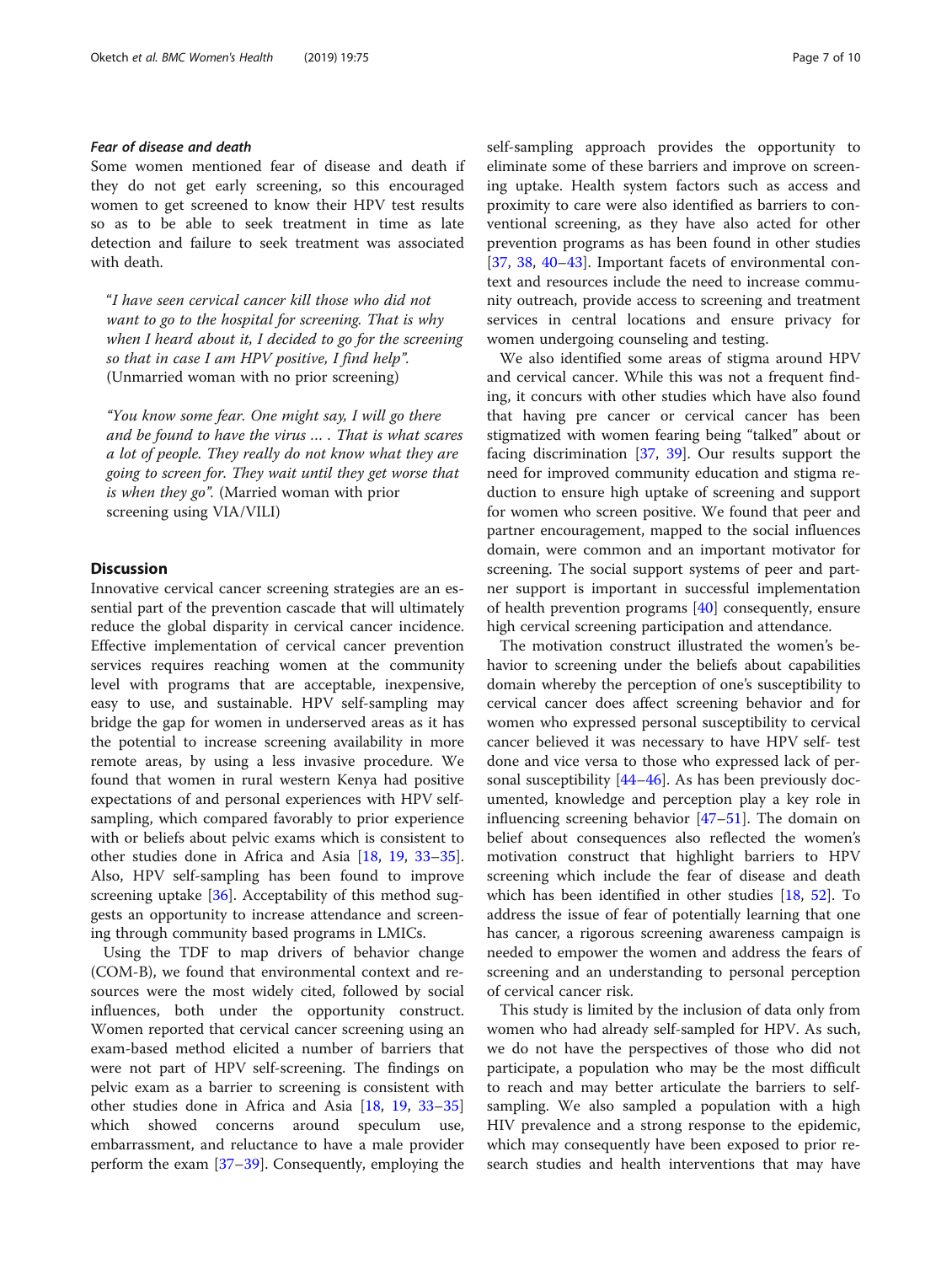#### *Fear of disease and death*

Some women mentioned fear of disease and death if they do not get early screening, so this encouraged women to get screened to know their HPV test results so as to be able to seek treatment in time as late detection and failure to seek treatment was associated with death.

> "*I have seen cervical cancer kill those who did not want to go to the hospital for screening. That is why when I heard about it, I decided to go for the screening so that in case I am HPV positive, I find help*". (Unmarried woman with no prior screening)

> "*You know some fear. One might say, I will go there and be found to have the virus … . That is what scares a lot of people. They really do not know what they are going to screen for. They wait until they get worse that is when they go*". (Married woman with prior screening using VIA/VILI)

## Discussion

Innovative cervical cancer screening strategies are an essential part of the prevention cascade that will ultimately reduce the global disparity in cervical cancer incidence. Effective implementation of cervical cancer prevention services requires reaching women at the community level with programs that are acceptable, inexpensive, easy to use, and sustainable. HPV self-sampling may bridge the gap for women in underserved areas as it has the potential to increase screening availability in more remote areas, by using a less invasive procedure. We found that women in rural western Kenya had positive expectations of and personal experiences with HPV self-sampling, which compared favorably to prior experience with or beliefs about pelvic exams which is consistent to other studies done in Africa and Asia [18, 19, 33–35]. Also, HPV self-sampling has been found to improve screening uptake [36]. Acceptability of this method suggests an opportunity to increase attendance and screening through community based programs in LMICs.

Using the TDF to map drivers of behavior change (COM-B), we found that environmental context and resources were the most widely cited, followed by social influences, both under the opportunity construct. Women reported that cervical cancer screening using an exam-based method elicited a number of barriers that were not part of HPV self-screening. The findings on pelvic exam as a barrier to screening is consistent with other studies done in Africa and Asia [18, 19, 33–35] which showed concerns around speculum use, embarrassment, and reluctance to have a male provider perform the exam [37–39]. Consequently, employing the self-sampling approach provides the opportunity to eliminate some of these barriers and improve on screening uptake. Health system factors such as access and proximity to care were also identified as barriers to conventional screening, as they have also acted for other prevention programs as has been found in other studies [37, 38, 40–43]. Important facets of environmental context and resources include the need to increase community outreach, provide access to screening and treatment services in central locations and ensure privacy for women undergoing counseling and testing.

We also identified some areas of stigma around HPV and cervical cancer. While this was not a frequent finding, it concurs with other studies which have also found that having pre cancer or cervical cancer has been stigmatized with women fearing being "talked" about or facing discrimination [37, 39]. Our results support the need for improved community education and stigma reduction to ensure high uptake of screening and support for women who screen positive. We found that peer and partner encouragement, mapped to the social influences domain, were common and an important motivator for screening. The social support systems of peer and partner support is important in successful implementation of health prevention programs [40] consequently, ensure high cervical screening participation and attendance.

The motivation construct illustrated the women's behavior to screening under the beliefs about capabilities domain whereby the perception of one's susceptibility to cervical cancer does affect screening behavior and for women who expressed personal susceptibility to cervical cancer believed it was necessary to have HPV self- test done and vice versa to those who expressed lack of personal susceptibility [44–46]. As has been previously documented, knowledge and perception play a key role in influencing screening behavior [47–51]. The domain on belief about consequences also reflected the women's motivation construct that highlight barriers to HPV screening which include the fear of disease and death which has been identified in other studies [18, 52]. To address the issue of fear of potentially learning that one has cancer, a rigorous screening awareness campaign is needed to empower the women and address the fears of screening and an understanding to personal perception of cervical cancer risk.

This study is limited by the inclusion of data only from women who had already self-sampled for HPV. As such, we do not have the perspectives of those who did not participate, a population who may be the most difficult to reach and may better articulate the barriers to self-sampling. We also sampled a population with a high HIV prevalence and a strong response to the epidemic, which may consequently have been exposed to prior research studies and health interventions that may have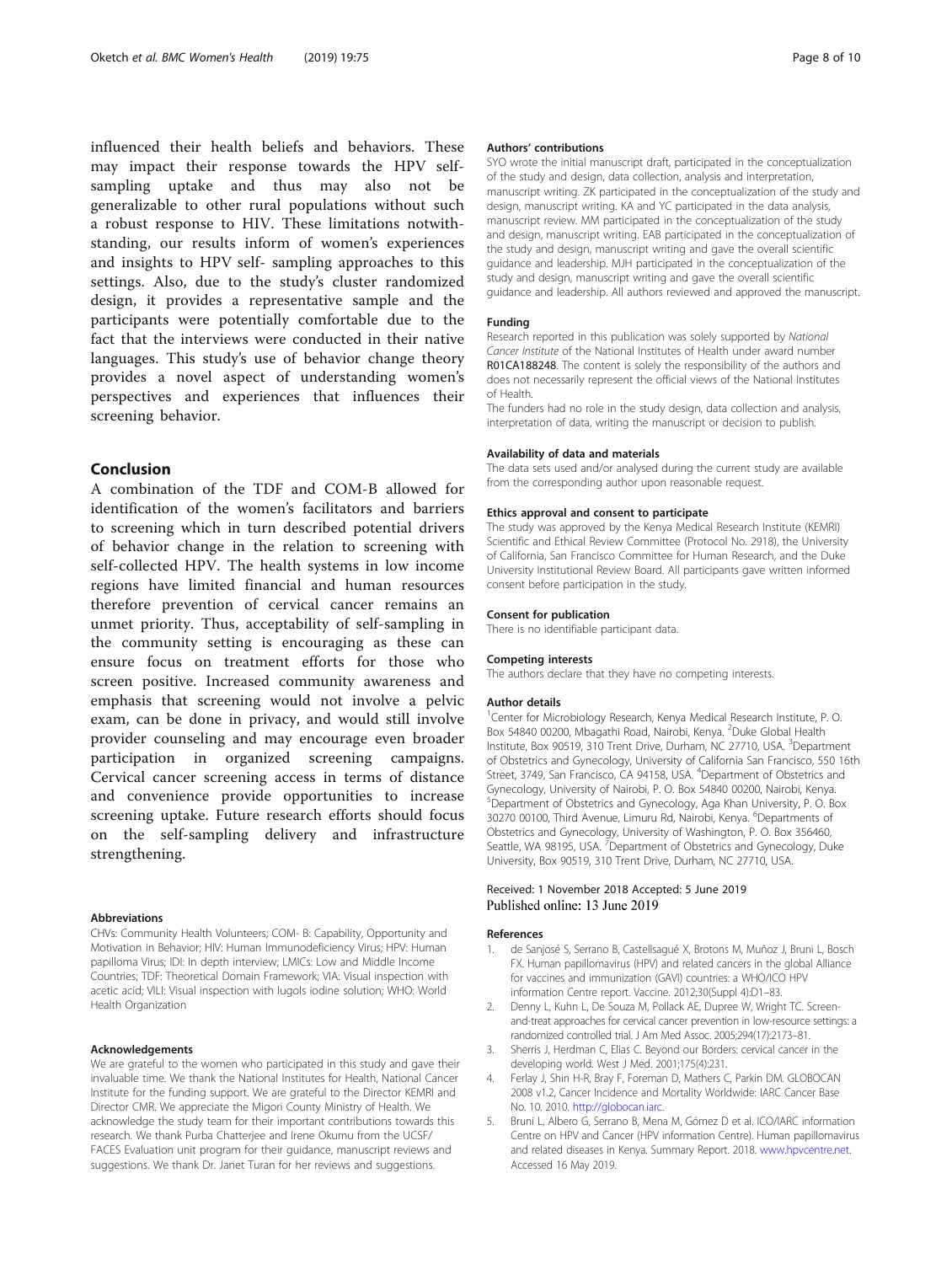influenced their health beliefs and behaviors. These may impact their response towards the HPV self-sampling uptake and thus may also not be generalizable to other rural populations without such a robust response to HIV. These limitations notwithstanding, our results inform of women's experiences and insights to HPV self- sampling approaches to this settings. Also, due to the study's cluster randomized design, it provides a representative sample and the participants were potentially comfortable due to the fact that the interviews were conducted in their native languages. This study's use of behavior change theory provides a novel aspect of understanding women's perspectives and experiences that influences their screening behavior.

## Conclusion

A combination of the TDF and COM-B allowed for identification of the women's facilitators and barriers to screening which in turn described potential drivers of behavior change in the relation to screening with self-collected HPV. The health systems in low income regions have limited financial and human resources therefore prevention of cervical cancer remains an unmet priority. Thus, acceptability of self-sampling in the community setting is encouraging as these can ensure focus on treatment efforts for those who screen positive. Increased community awareness and emphasis that screening would not involve a pelvic exam, can be done in privacy, and would still involve provider counseling and may encourage even broader participation in organized screening campaigns. Cervical cancer screening access in terms of distance and convenience provide opportunities to increase screening uptake. Future research efforts should focus on the self-sampling delivery and infrastructure strengthening.

#### Abbreviations

CHVs: Community Health Volunteers; COM- B: Capability, Opportunity and Motivation in Behavior; HIV: Human Immunodeficiency Virus; HPV: Human papilloma Virus; IDI: In depth interview; LMICs: Low and Middle Income Countries; TDF: Theoretical Domain Framework; VIA: Visual inspection with acetic acid; VILI: Visual inspection with lugols iodine solution; WHO: World Health Organization

#### Acknowledgements

We are grateful to the women who participated in this study and gave their invaluable time. We thank the National Institutes for Health, National Cancer Institute for the funding support. We are grateful to the Director KEMRI and Director CMR. We appreciate the Migori County Ministry of Health. We acknowledge the study team for their important contributions towards this research. We thank Purba Chatterjee and Irene Okumu from the UCSF/ FACES Evaluation unit program for their guidance, manuscript reviews and suggestions. We thank Dr. Janet Turan for her reviews and suggestions.

#### Authors' contributions

SYO wrote the initial manuscript draft, participated in the conceptualization of the study and design, data collection, analysis and interpretation, manuscript writing. ZK participated in the conceptualization of the study and design, manuscript writing. KA and YC participated in the data analysis, manuscript review. MM participated in the conceptualization of the study and design, manuscript writing. EAB participated in the conceptualization of the study and design, manuscript writing and gave the overall scientific guidance and leadership. MJH participated in the conceptualization of the study and design, manuscript writing and gave the overall scientific guidance and leadership. All authors reviewed and approved the manuscript.

#### Funding

Research reported in this publication was solely supported by *National Cancer Institute* of the National Institutes of Health under award number **R01CA188248**. The content is solely the responsibility of the authors and does not necessarily represent the official views of the National Institutes of Health.

The funders had no role in the study design, data collection and analysis, interpretation of data, writing the manuscript or decision to publish.

#### Availability of data and materials

The data sets used and/or analysed during the current study are available from the corresponding author upon reasonable request.

#### Ethics approval and consent to participate

The study was approved by the Kenya Medical Research Institute (KEMRI) Scientific and Ethical Review Committee (Protocol No. 2918), the University of California, San Francisco Committee for Human Research, and the Duke University Institutional Review Board. All participants gave written informed consent before participation in the study.

#### Consent for publication

There is no identifiable participant data.

#### Competing interests

The authors declare that they have no competing interests.

#### Author details

[1]Center for Microbiology Research, Kenya Medical Research Institute, P. O. Box 54840 00200, Mbagathi Road, Nairobi, Kenya. [2]Duke Global Health Institute, Box 90519, 310 Trent Drive, Durham, NC 27710, USA. [3]Department of Obstetrics and Gynecology, University of California San Francisco, 550 16th Street, 3749, San Francisco, CA 94158, USA. [4]Department of Obstetrics and Gynecology, University of Nairobi, P. O. Box 54840 00200, Nairobi, Kenya. [5]Department of Obstetrics and Gynecology, Aga Khan University, P. O. Box 30270 00100, Third Avenue, Limuru Rd, Nairobi, Kenya. [6]Departments of Obstetrics and Gynecology, University of Washington, P. O. Box 356460, Seattle, WA 98195, USA. [7]Department of Obstetrics and Gynecology, Duke University, Box 90519, 310 Trent Drive, Durham, NC 27710, USA.

Received: 1 November 2018 Accepted: 5 June 2019
Published online: 13 June 2019

#### References

1. de Sanjosé S, Serrano B, Castellsagué X, Brotons M, Muñoz J, Bruni L, Bosch FX. Human papillomavirus (HPV) and related cancers in the global Alliance for vaccines and immunization (GAVI) countries: a WHO/ICO HPV information Centre report. Vaccine. 2012;30(Suppl 4):D1–83.
2. Denny L, Kuhn L, De Souza M, Pollack AE, Dupree W, Wright TC. Screen-and-treat approaches for cervical cancer prevention in low-resource settings: a randomized controlled trial. J Am Med Assoc. 2005;294(17):2173–81.
3. Sherris J, Herdman C, Elias C. Beyond our Borders: cervical cancer in the developing world. West J Med. 2001;175(4):231.
4. Ferlay J, Shin H-R, Bray F, Foreman D, Mathers C, Parkin DM. GLOBOCAN 2008 v1.2, Cancer Incidence and Mortality Worldwide: IARC Cancer Base No. 10. 2010. http://globocan.iarc.
5. Bruni L, Albero G, Serrano B, Mena M, Gómez D et al. ICO/IARC information Centre on HPV and Cancer (HPV information Centre). Human papillomavirus and related diseases in Kenya. Summary Report. 2018. www.hpvcentre.net. Accessed 16 May 2019.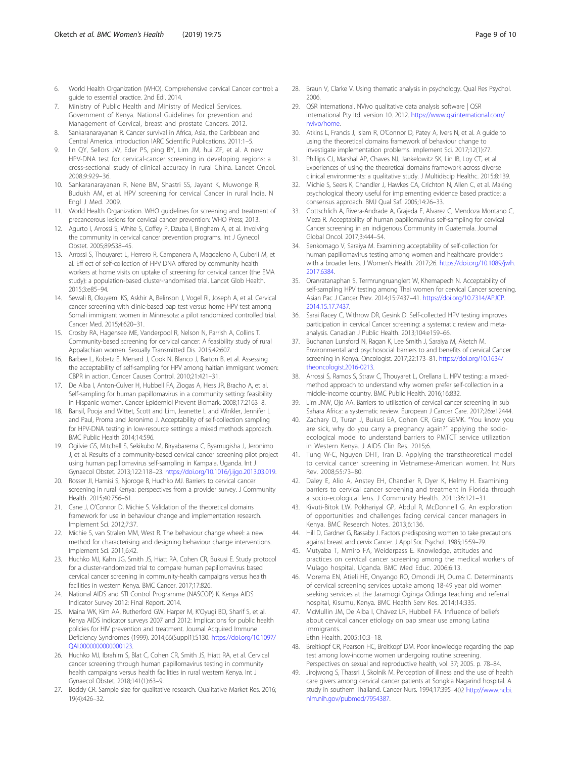6. World Health Organization (WHO). Comprehensive cervical Cancer control: a guide to essential practice. 2nd Edi. 2014.
7. Ministry of Public Health and Ministry of Medical Services. Government of Kenya. National Guidelines for prevention and Management of Cervical, breast and prostate Cancers. 2012.
8. Sankaranarayanan R. Cancer survival in Africa, Asia, the Caribbean and Central America. Introduction IARC Scientific Publications. 2011:1–5.
9. lin QY, Sellors JW, Eder PS, ping BY, Lim JM, hui ZF, et al. A new HPV-DNA test for cervical-cancer screening in developing regions: a cross-sectional study of clinical accuracy in rural China. Lancet Oncol. 2008;9:929–36.
10. Sankaranarayanan R, Nene BM, Shastri SS, Jayant K, Muwonge R, Budukh AM, et al. HPV screening for cervical Cancer in rural India. N Engl J Med. 2009.
11. World Health Organization. WHO guidelines for screening and treatment of precancerous lesions for cervical cancer prevention: WHO Press; 2013.
12. Agurto I, Arrossi S, White S, Coffey P, Dzuba I, Bingham A, et al. Involving the community in cervical cancer prevention programs. Int J Gynecol Obstet. 2005;89:S38–45.
13. Arrossi S, Thouyaret L, Herrero R, Campanera A, Magdaleno A, Cuberli M, et al. Eff ect of self-collection of HPV DNA offered by community health workers at home visits on uptake of screening for cervical cancer (the EMA study): a population-based cluster-randomised trial. Lancet Glob Health. 2015;3:e85–94.
14. Sewali B, Okuyemi KS, Askhir A, Belinson J, Vogel RI, Joseph A, et al. Cervical cancer screening with clinic-based pap test versus home HPV test among Somali immigrant women in Minnesota: a pilot randomized controlled trial. Cancer Med. 2015;4:620–31.
15. Crosby RA, Hagensee ME, Vanderpool R, Nelson N, Parrish A, Collins T. Community-based screening for cervical cancer: A feasibility study of rural Appalachian women. Sexually Transmitted Dis. 2015;42:607.
16. Barbee L, Kobetz E, Menard J, Cook N, Blanco J, Barton B, et al. Assessing the acceptability of self-sampling for HPV among haitian immigrant women: CBPR in action. Cancer Causes Control. 2010;21:421–31.
17. De Alba I, Anton-Culver H, Hubbell FA, Ziogas A, Hess JR, Bracho A, et al. Self-sampling for human papillomavirus in a community setting: feasibility in Hispanic women. Cancer Epidemiol Prevent Biomark. 2008;17:2163–8.
18. Bansil, Pooja and Wittet, Scott and Lim, Jeanette L and Winkler, Jennifer L and Paul, Proma and Jeronimo J. Acceptability of self-collection sampling for HPV-DNA testing in low-resource settings: a mixed methods approach. BMC Public Health 2014;14:596.
19. Ogilvie GS, Mitchell S, Sekikubo M, Biryabarema C, Byamugisha J, Jeronimo J, et al. Results of a community-based cervical cancer screening pilot project using human papillomavirus self-sampling in Kampala, Uganda. Int J Gynaecol Obstet. 2013;122:118–23. https://doi.org/10.1016/j.ijgo.2013.03.019.
20. Rosser JI, Hamisi S, Njoroge B, Huchko MJ. Barriers to cervical cancer screening in rural Kenya: perspectives from a provider survey. J Community Health. 2015;40:756–61.
21. Cane J, O'Connor D, Michie S. Validation of the theoretical domains framework for use in behaviour change and implementation research. Implement Sci. 2012;7:37.
22. Michie S, van Stralen MM, West R. The behaviour change wheel: a new method for characterising and designing behaviour change interventions. Implement Sci. 2011;6:42.
23. Huchko MJ, Kahn JG, Smith JS, Hiatt RA, Cohen CR, Bukusi E. Study protocol for a cluster-randomized trial to compare human papillomavirus based cervical cancer screening in community-health campaigns versus health facilities in western Kenya. BMC Cancer. 2017;17:826.
24. National AIDS and STI Control Programme (NASCOP) K. Kenya AIDS Indicator Survey 2012: Final Report. 2014.
25. Maina WK, Kim AA, Rutherford GW, Harper M, K'Oyugi BO, Sharif S, et al. Kenya AIDS indicator surveys 2007 and 2012: Implications for public health policies for HIV prevention and treatment. Journal Acquired Immune Deficiency Syndromes (1999). 2014;66(Suppl1):S130. https://doi.org/10.1097/QAI.0000000000000123.
26. Huchko MJ, Ibrahim S, Blat C, Cohen CR, Smith JS, Hiatt RA, et al. Cervical cancer screening through human papillomavirus testing in community health campaigns versus health facilities in rural western Kenya. Int J Gynaecol Obstet. 2018;141(1):63–9.
27. Boddy CR. Sample size for qualitative research. Qualitative Market Res. 2016; 19(4):426–32.
28. Braun V, Clarke V. Using thematic analysis in psychology. Qual Res Psychol. 2006.
29. QSR International. NVivo qualitative data analysis software | QSR international Pty ltd. version 10. 2012. https://www.qsrinternational.com/nvivo/home.
30. Atkins L, Francis J, Islam R, O'Connor D, Patey A, Ivers N, et al. A guide to using the theoretical domains framework of behaviour change to investigate implementation problems. Implement Sci. 2017;12(1):77.
31. Phillips CJ, Marshal AP, Chaves NJ, Jankelowitz SK, Lin IB, Loy CT, et al. Experiences of using the theoretical domains framework across diverse clinical environments: a qualitative study. J Multidiscip Healthc. 2015;8:139.
32. Michie S, Seers K, Chandler J, Hawkes CA, Crichton N, Allen C, et al. Making psychological theory useful for implementing evidence based practice: a consensus approach. BMJ Qual Saf. 2005;14:26–33.
33. Gottschlich A, Rivera-Andrade A, Grajeda E, Alvarez C, Mendoza Montano C, Meza R. Acceptability of human papillomavirus self-sampling for cervical Cancer screening in an indigenous Community in Guatemala. Journal Global Oncol. 2017;3:444–54.
34. Senkomago V, Saraiya M. Examining acceptability of self-collection for human papillomavirus testing among women and healthcare providers with a broader lens. J Women's Health. 2017;26. https://doi.org/10.1089/jwh.2017.6384.
35. Oranratanaphan S, Termrungruanglert W, Khemapech N. Acceptability of self-sampling HPV testing among Thai women for cervical Cancer screening. Asian Pac J Cancer Prev. 2014;15:7437–41. https://doi.org/10.7314/APJCP.2014.15.17.7437.
36. Sarai Racey C, Withrow DR, Gesink D. Self-collected HPV testing improves participation in cervical Cancer screening: a systematic review and meta-analysis. Canadian J Public Health. 2013;104:e159–66.
37. Buchanan Lunsford N, Ragan K, Lee Smith J, Saraiya M, Aketch M. Environmental and psychosocial barriers to and benefits of cervical Cancer screening in Kenya. Oncologist. 2017;22:173–81. https://doi.org/10.1634/theoncologist.2016-0213.
38. Arrossi S, Ramos S, Straw C, Thouyaret L, Orellana L. HPV testing: a mixed-method approach to understand why women prefer self-collection in a middle-income country. BMC Public Health. 2016;16:832.
39. Lim JNW, Ojo AA. Barriers to utilisation of cervical cancer screening in sub Sahara Africa: a systematic review. European J Cancer Care. 2017;26:e12444.
40. Zachary O, Turan J, Bukusi EA, Cohen CR, Gray GEMK. "You know you are sick, why do you carry a pregnancy again?" applying the socio-ecological model to understand barriers to PMTCT service utilization in Western Kenya. J AIDS Clin Res. 2015;6.
41. Tung W-C, Nguyen DHT, Tran D. Applying the transtheoretical model to cervical cancer screening in Vietnamese-American women. Int Nurs Rev. 2008;55:73–80.
42. Daley E, Alio A, Anstey EH, Chandler R, Dyer K, Helmy H. Examining barriers to cervical cancer screening and treatment in Florida through a socio-ecological lens. J Community Health. 2011;36:121–31.
43. Kivuti-Bitok LW, Pokhariyal GP, Abdul R, McDonnell G. An exploration of opportunities and challenges facing cervical cancer managers in Kenya. BMC Research Notes. 2013;6:136.
44. Hill D, Gardner G, Rassaby J. Factors predisposing women to take precautions against breast and cervix Cancer. J Appl Soc Psychol. 1985;15:59–79.
45. Mutyaba T, Mmiro FA, Weiderpass E. Knowledge, attitudes and practices on cervical cancer screening among the medical workers of Mulago hospital, Uganda. BMC Med Educ. 2006;6:13.
46. Morema EN, Atieli HE, Onyango RO, Omondi JH, Ouma C. Determinants of cervical screening services uptake among 18-49 year old women seeking services at the Jaramogi Oginga Odinga teaching and referral hospital, Kisumu, Kenya. BMC Health Serv Res. 2014;14:335.
47. McMullin JM, De Alba I, Chávez LR, Hubbell FA. Influence of beliefs about cervical cancer etiology on pap smear use among Latina immigrants.
Ethn Health. 2005;10:3–18.
48. Breitkopf CR, Pearson HC, Breitkopf DM. Poor knowledge regarding the pap test among low-income women undergoing routine screening. Perspectives on sexual and reproductive health, vol. 37; 2005. p. 78–84.
49. Jirojwong S, Thassri J, Skolnik M. Perception of illness and the use of health care givers among cervical cancer patients at Songkla Nagarind hospital. A study in southern Thailand. Cancer Nurs. 1994;17:395–402 http://www.ncbi.nlm.nih.gov/pubmed/7954387.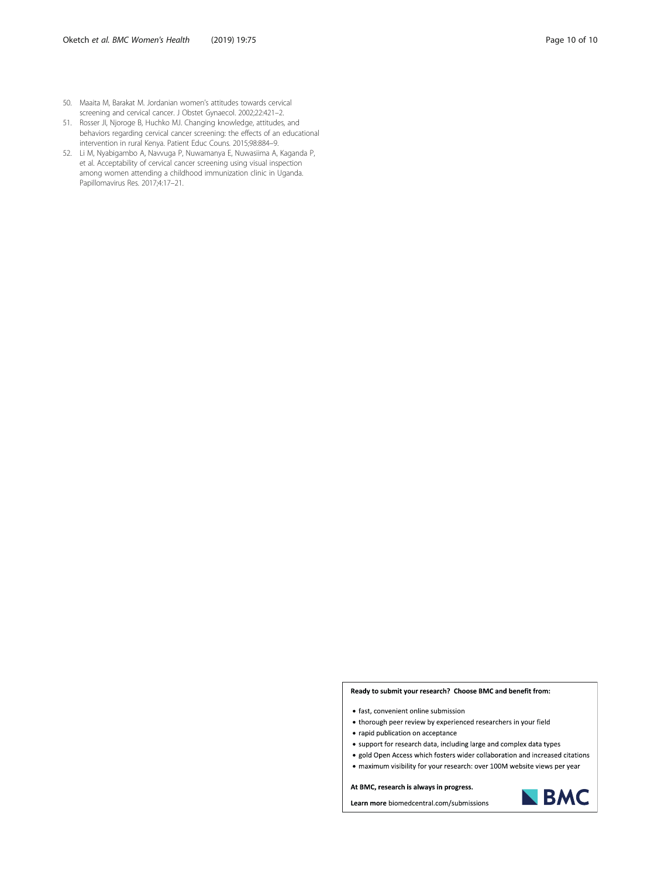50. Maaita M, Barakat M. Jordanian women's attitudes towards cervical screening and cervical cancer. J Obstet Gynaecol. 2002;22:421–2.
51. Rosser JI, Njoroge B, Huchko MJ. Changing knowledge, attitudes, and behaviors regarding cervical cancer screening: the effects of an educational intervention in rural Kenya. Patient Educ Couns. 2015;98:884–9.
52. Li M, Nyabigambo A, Navvuga P, Nuwamanya E, Nuwasiima A, Kaganda P, et al. Acceptability of cervical cancer screening using visual inspection among women attending a childhood immunization clinic in Uganda. Papillomavirus Res. 2017;4:17–21.

**Ready to submit your research? Choose BMC and benefit from:**

- fast, convenient online submission
- thorough peer review by experienced researchers in your field
- rapid publication on acceptance
- support for research data, including large and complex data types
- gold Open Access which fosters wider collaboration and increased citations
- maximum visibility for your research: over 100M website views per year

**At BMC, research is always in progress.**

**Learn more** biomedcentral.com/submissions

BMC